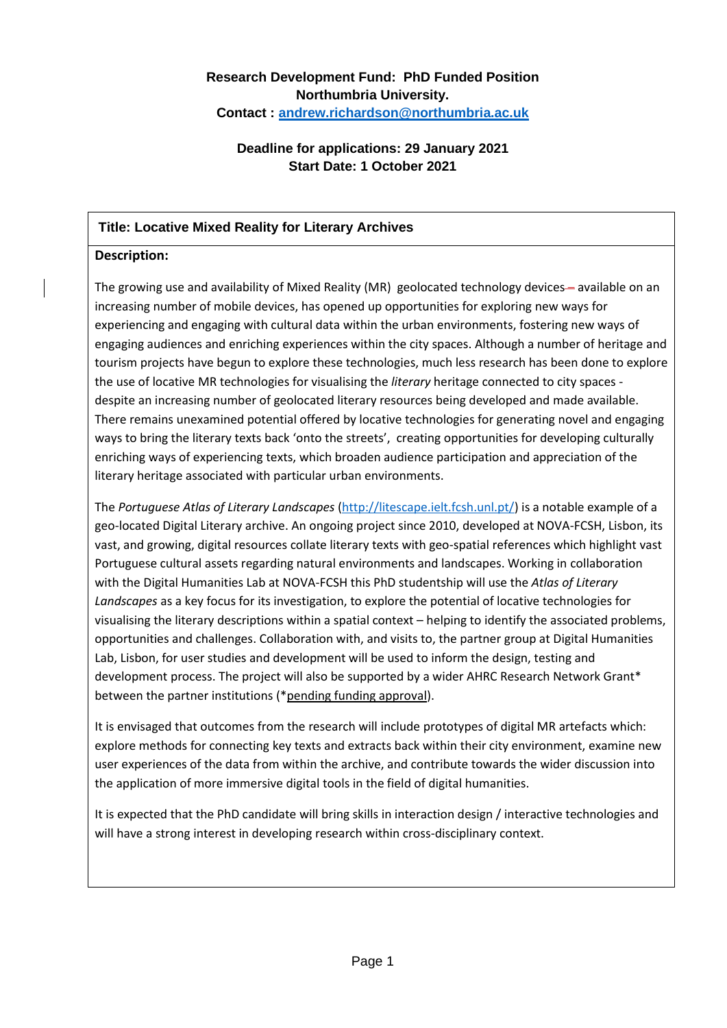**Research Development Fund: PhD Funded Position**
**Northumbria University.**
**Contact : [andrew.richardson@northumbria.ac.uk](mailto:andrew.richardson@northumbria.ac.uk)**

**Deadline for applications: 29 January 2021**
**Start Date: 1 October 2021**

## Title: Locative Mixed Reality for Literary Archives

**Description:**

The growing use and availability of Mixed Reality (MR) geolocated technology devices available on an increasing number of mobile devices, has opened up opportunities for exploring new ways for experiencing and engaging with cultural data within the urban environments, fostering new ways of engaging audiences and enriching experiences within the city spaces. Although a number of heritage and tourism projects have begun to explore these technologies, much less research has been done to explore the use of locative MR technologies for visualising the *literary* heritage connected to city spaces - despite an increasing number of geolocated literary resources being developed and made available. There remains unexamined potential offered by locative technologies for generating novel and engaging ways to bring the literary texts back 'onto the streets', creating opportunities for developing culturally enriching ways of experiencing texts, which broaden audience participation and appreciation of the literary heritage associated with particular urban environments.

The *Portuguese Atlas of Literary Landscapes* ([http://litescape.ielt.fcsh.unl.pt/](http://litescape.ielt.fcsh.unl.pt/)) is a notable example of a geo-located Digital Literary archive. An ongoing project since 2010, developed at NOVA-FCSH, Lisbon, its vast, and growing, digital resources collate literary texts with geo-spatial references which highlight vast Portuguese cultural assets regarding natural environments and landscapes. Working in collaboration with the Digital Humanities Lab at NOVA-FCSH this PhD studentship will use the *Atlas of Literary Landscapes* as a key focus for its investigation, to explore the potential of locative technologies for visualising the literary descriptions within a spatial context – helping to identify the associated problems, opportunities and challenges. Collaboration with, and visits to, the partner group at Digital Humanities Lab, Lisbon, for user studies and development will be used to inform the design, testing and development process. The project will also be supported by a wider AHRC Research Network Grant* between the partner institutions (*pending funding approval).

It is envisaged that outcomes from the research will include prototypes of digital MR artefacts which: explore methods for connecting key texts and extracts back within their city environment, examine new user experiences of the data from within the archive, and contribute towards the wider discussion into the application of more immersive digital tools in the field of digital humanities.

It is expected that the PhD candidate will bring skills in interaction design / interactive technologies and will have a strong interest in developing research within cross-disciplinary context.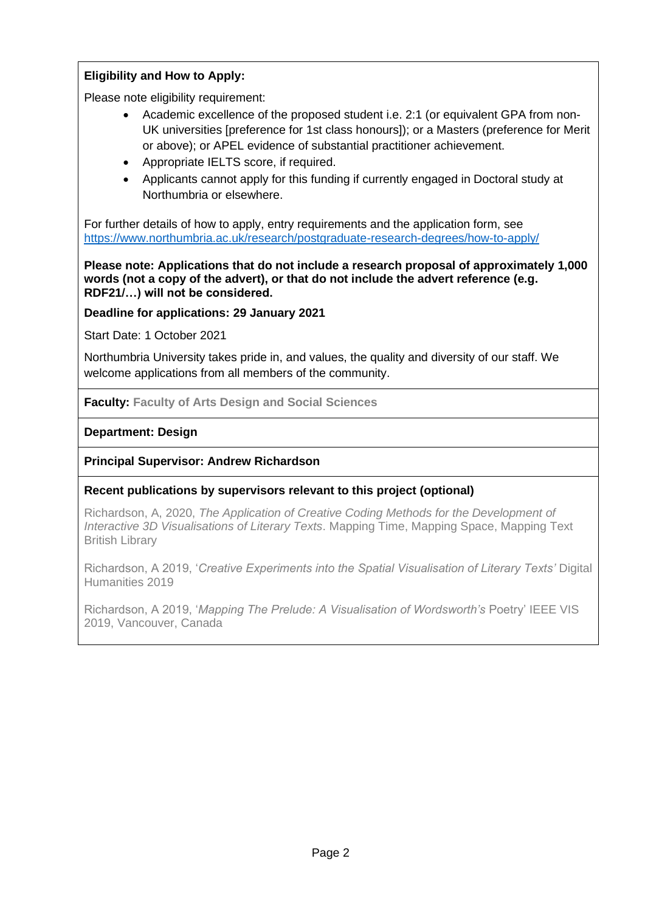**Eligibility and How to Apply:**

Please note eligibility requirement:

- Academic excellence of the proposed student i.e. 2:1 (or equivalent GPA from non-UK universities [preference for 1st class honours]); or a Masters (preference for Merit or above); or APEL evidence of substantial practitioner achievement.
- Appropriate IELTS score, if required.
- Applicants cannot apply for this funding if currently engaged in Doctoral study at Northumbria or elsewhere.

For further details of how to apply, entry requirements and the application form, see https://www.northumbria.ac.uk/research/postgraduate-research-degrees/how-to-apply/

**Please note: Applications that do not include a research proposal of approximately 1,000 words (not a copy of the advert), or that do not include the advert reference (e.g. RDF21/…) will not be considered.**

**Deadline for applications: 29 January 2021**

Start Date: 1 October 2021

Northumbria University takes pride in, and values, the quality and diversity of our staff. We welcome applications from all members of the community.

**Faculty:** **Faculty of Arts Design and Social Sciences**

**Department: Design**

**Principal Supervisor: Andrew Richardson**

**Recent publications by supervisors relevant to this project (optional)**

Richardson, A, 2020, *The Application of Creative Coding Methods for the Development of Interactive 3D Visualisations of Literary Texts*. Mapping Time, Mapping Space, Mapping Text British Library

Richardson, A 2019, '*Creative Experiments into the Spatial Visualisation of Literary Texts'* Digital Humanities 2019

Richardson, A 2019, '*Mapping The Prelude: A Visualisation of Wordsworth's* Poetry' IEEE VIS 2019, Vancouver, Canada